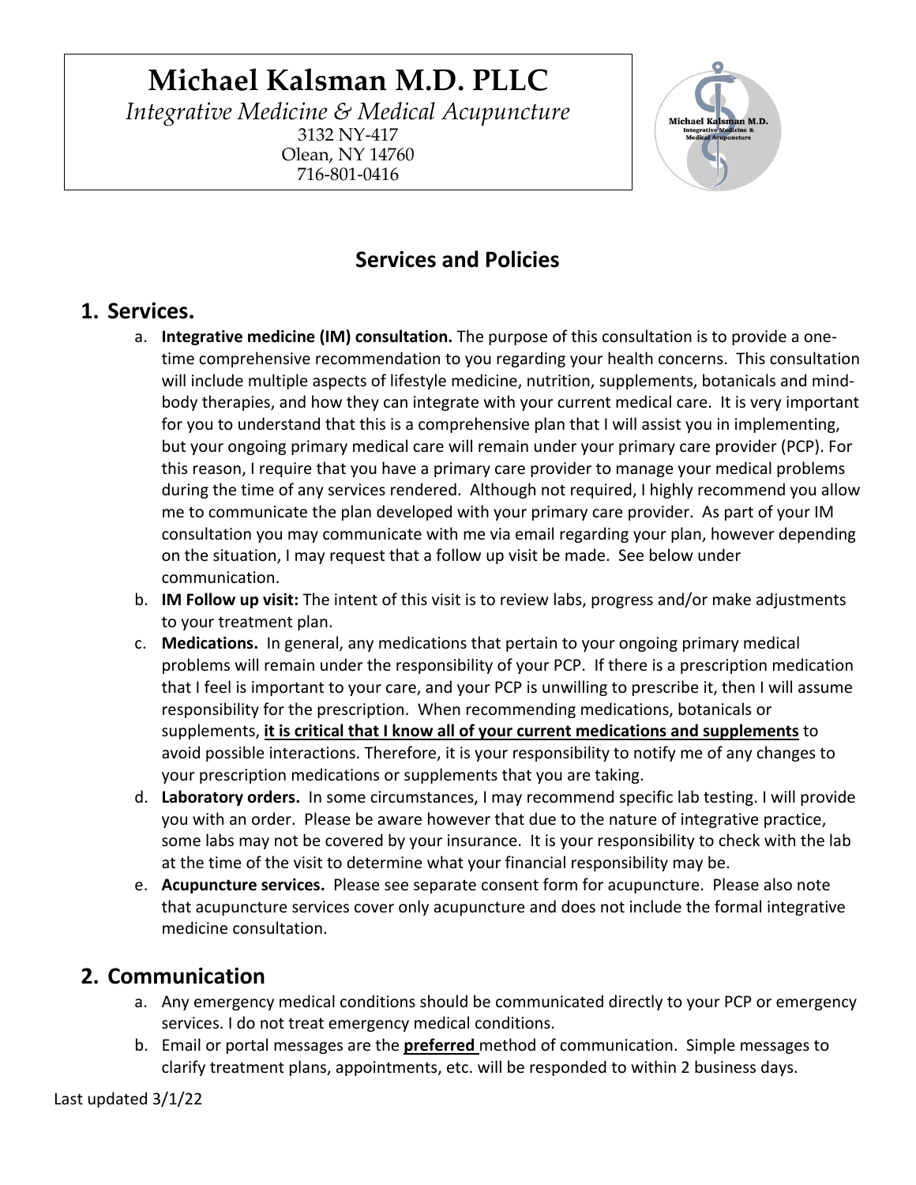# Michael Kalsman M.D. PLLC

*Integrative Medicine & Medical Acupuncture*

3132 NY-417
Olean, NY 14760
716-801-0416

## Services and Policies

### 1. Services.

a. **Integrative medicine (IM) consultation.** The purpose of this consultation is to provide a one-time comprehensive recommendation to you regarding your health concerns. This consultation will include multiple aspects of lifestyle medicine, nutrition, supplements, botanicals and mind-body therapies, and how they can integrate with your current medical care. It is very important for you to understand that this is a comprehensive plan that I will assist you in implementing, but your ongoing primary medical care will remain under your primary care provider (PCP). For this reason, I require that you have a primary care provider to manage your medical problems during the time of any services rendered. Although not required, I highly recommend you allow me to communicate the plan developed with your primary care provider. As part of your IM consultation you may communicate with me via email regarding your plan, however depending on the situation, I may request that a follow up visit be made. See below under communication.

b. **IM Follow up visit:** The intent of this visit is to review labs, progress and/or make adjustments to your treatment plan.

c. **Medications.** In general, any medications that pertain to your ongoing primary medical problems will remain under the responsibility of your PCP. If there is a prescription medication that I feel is important to your care, and your PCP is unwilling to prescribe it, then I will assume responsibility for the prescription. When recommending medications, botanicals or supplements, <u>**it is critical that I know all of your current medications and supplements**</u> to avoid possible interactions. Therefore, it is your responsibility to notify me of any changes to your prescription medications or supplements that you are taking.

d. **Laboratory orders.** In some circumstances, I may recommend specific lab testing. I will provide you with an order. Please be aware however that due to the nature of integrative practice, some labs may not be covered by your insurance. It is your responsibility to check with the lab at the time of the visit to determine what your financial responsibility may be.

e. **Acupuncture services.** Please see separate consent form for acupuncture. Please also note that acupuncture services cover only acupuncture and does not include the formal integrative medicine consultation.

### 2. Communication

a. Any emergency medical conditions should be communicated directly to your PCP or emergency services. I do not treat emergency medical conditions.

b. Email or portal messages are the <u>**preferred**</u> method of communication. Simple messages to clarify treatment plans, appointments, etc. will be responded to within 2 business days.

Last updated 3/1/22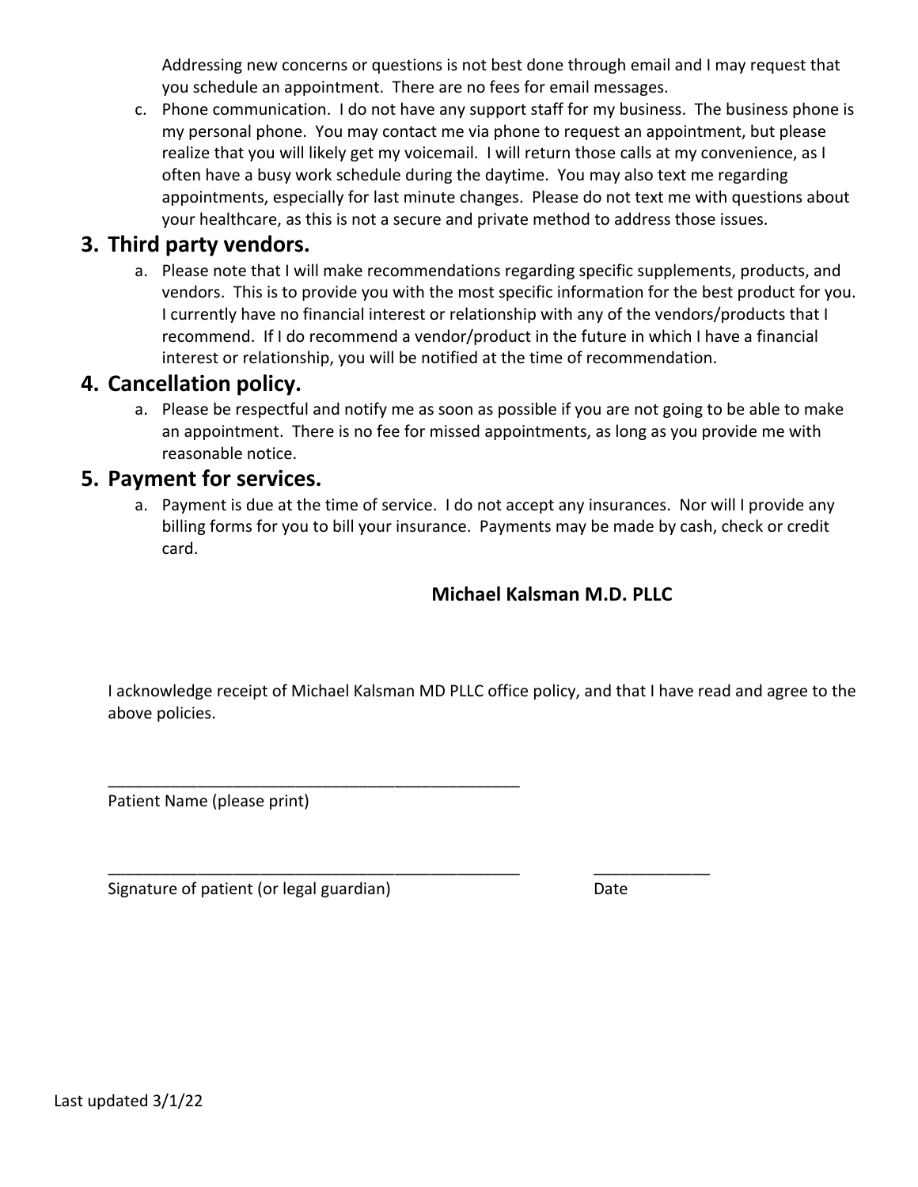Addressing new concerns or questions is not best done through email and I may request that you schedule an appointment. There are no fees for email messages.

c. Phone communication. I do not have any support staff for my business. The business phone is my personal phone. You may contact me via phone to request an appointment, but please realize that you will likely get my voicemail. I will return those calls at my convenience, as I often have a busy work schedule during the daytime. You may also text me regarding appointments, especially for last minute changes. Please do not text me with questions about your healthcare, as this is not a secure and private method to address those issues.

## 3. Third party vendors.

a. Please note that I will make recommendations regarding specific supplements, products, and vendors. This is to provide you with the most specific information for the best product for you. I currently have no financial interest or relationship with any of the vendors/products that I recommend. If I do recommend a vendor/product in the future in which I have a financial interest or relationship, you will be notified at the time of recommendation.

## 4. Cancellation policy.

a. Please be respectful and notify me as soon as possible if you are not going to be able to make an appointment. There is no fee for missed appointments, as long as you provide me with reasonable notice.

## 5. Payment for services.

a. Payment is due at the time of service. I do not accept any insurances. Nor will I provide any billing forms for you to bill your insurance. Payments may be made by cash, check or credit card.

**Michael Kalsman M.D. PLLC**

I acknowledge receipt of Michael Kalsman MD PLLC office policy, and that I have read and agree to the above policies.

_______________________________________________

Patient Name (please print)

_______________________________________________ _____________

Signature of patient (or legal guardian) Date

Last updated 3/1/22